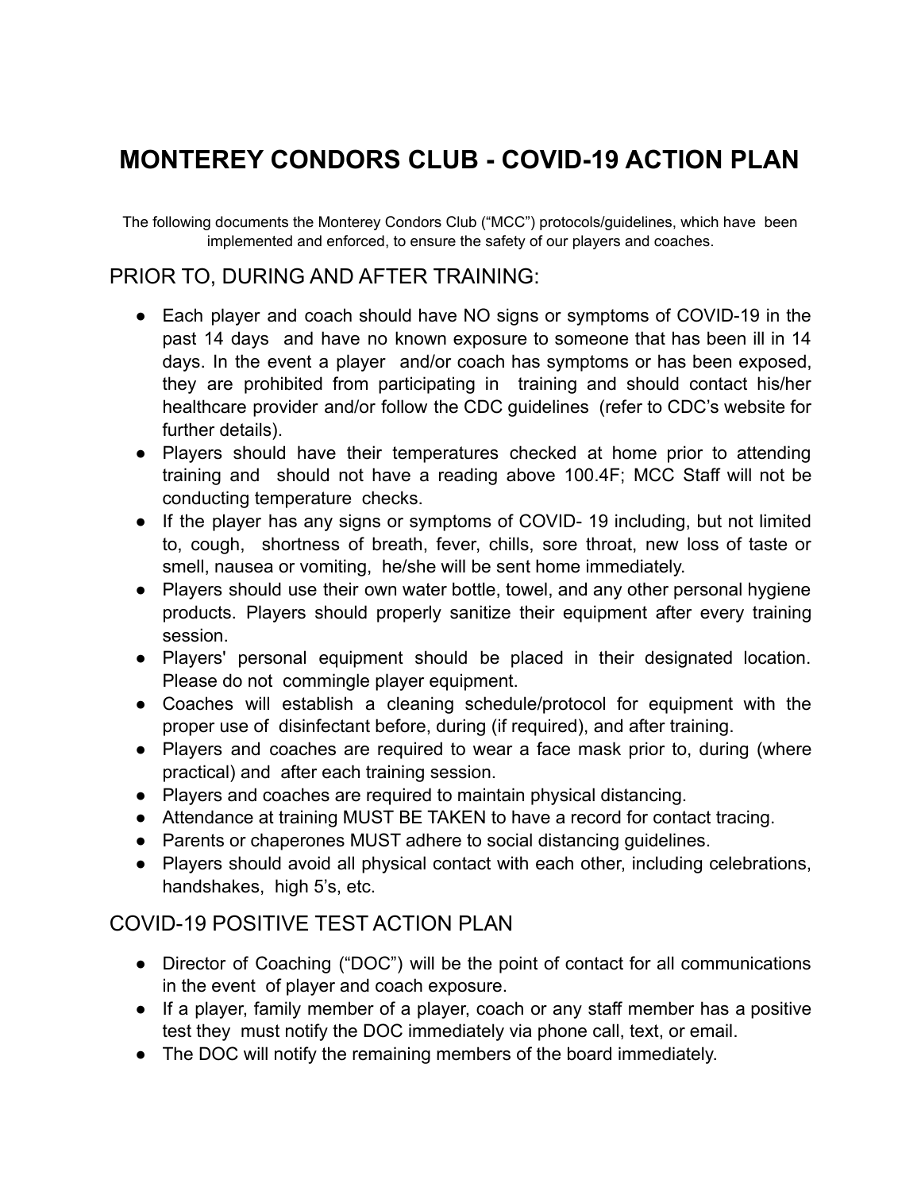# MONTEREY CONDORS CLUB - COVID-19 ACTION PLAN

The following documents the Monterey Condors Club ("MCC") protocols/guidelines, which have been implemented and enforced, to ensure the safety of our players and coaches.

## PRIOR TO, DURING AND AFTER TRAINING:

- Each player and coach should have NO signs or symptoms of COVID-19 in the past 14 days and have no known exposure to someone that has been ill in 14 days. In the event a player and/or coach has symptoms or has been exposed, they are prohibited from participating in training and should contact his/her healthcare provider and/or follow the CDC guidelines (refer to CDC's website for further details).
- Players should have their temperatures checked at home prior to attending training and should not have a reading above 100.4F; MCC Staff will not be conducting temperature checks.
- If the player has any signs or symptoms of COVID- 19 including, but not limited to, cough, shortness of breath, fever, chills, sore throat, new loss of taste or smell, nausea or vomiting, he/she will be sent home immediately.
- Players should use their own water bottle, towel, and any other personal hygiene products. Players should properly sanitize their equipment after every training session.
- Players' personal equipment should be placed in their designated location. Please do not commingle player equipment.
- Coaches will establish a cleaning schedule/protocol for equipment with the proper use of disinfectant before, during (if required), and after training.
- Players and coaches are required to wear a face mask prior to, during (where practical) and after each training session.
- Players and coaches are required to maintain physical distancing.
- Attendance at training MUST BE TAKEN to have a record for contact tracing.
- Parents or chaperones MUST adhere to social distancing guidelines.
- Players should avoid all physical contact with each other, including celebrations, handshakes, high 5's, etc.

## COVID-19 POSITIVE TEST ACTION PLAN

- Director of Coaching ("DOC") will be the point of contact for all communications in the event of player and coach exposure.
- If a player, family member of a player, coach or any staff member has a positive test they must notify the DOC immediately via phone call, text, or email.
- The DOC will notify the remaining members of the board immediately.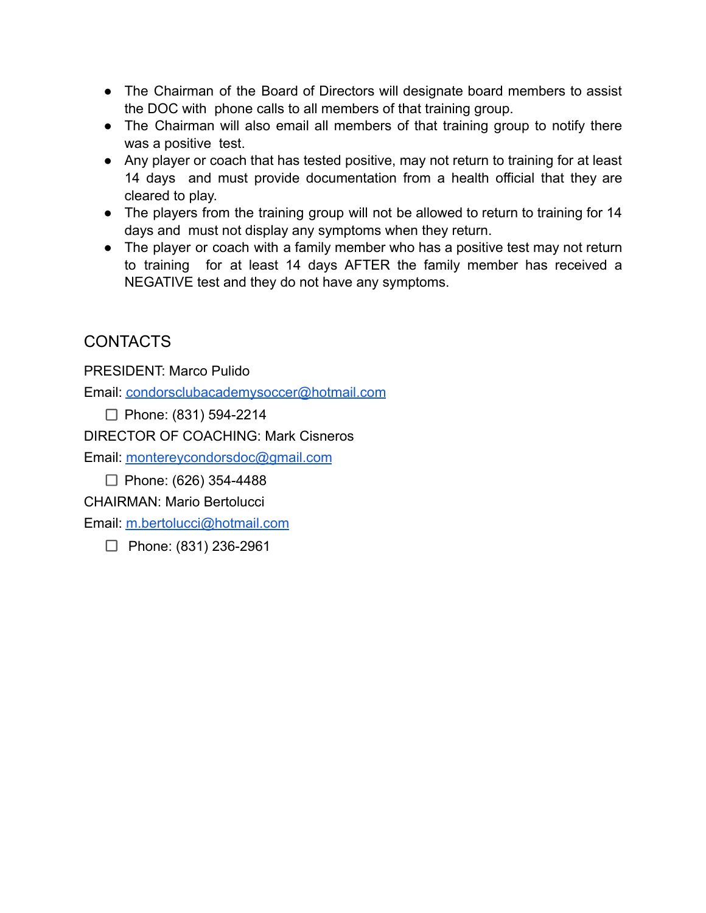- The Chairman of the Board of Directors will designate board members to assist the DOC with phone calls to all members of that training group.
- The Chairman will also email all members of that training group to notify there was a positive test.
- Any player or coach that has tested positive, may not return to training for at least 14 days and must provide documentation from a health official that they are cleared to play.
- The players from the training group will not be allowed to return to training for 14 days and must not display any symptoms when they return.
- The player or coach with a family member who has a positive test may not return to training for at least 14 days AFTER the family member has received a NEGATIVE test and they do not have any symptoms.

## CONTACTS

PRESIDENT: Marco Pulido

Email: condorsclubacademysoccer@hotmail.com

- [ ] Phone: (831) 594-2214

DIRECTOR OF COACHING: Mark Cisneros

Email: montereycondorsdoc@gmail.com

- [ ] Phone: (626) 354-4488

CHAIRMAN: Mario Bertolucci

Email: m.bertolucci@hotmail.com

- [ ] Phone: (831) 236-2961